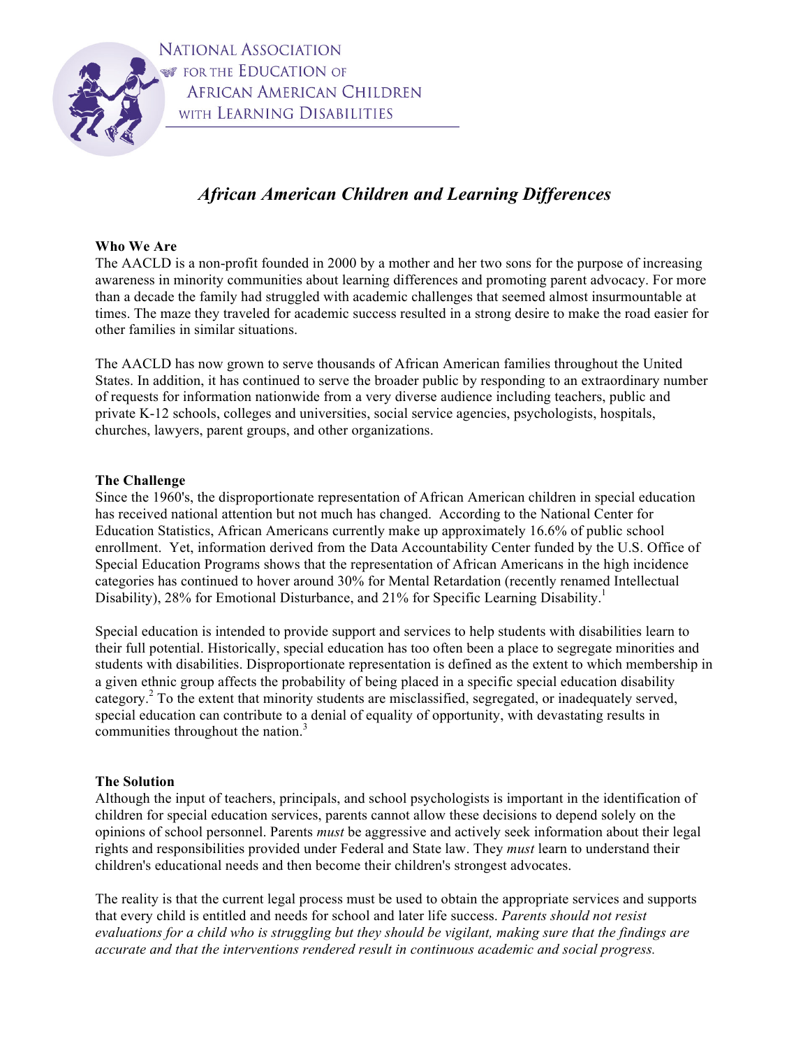NATIONAL ASSOCIATION FOR THE EDUCATION OF AFRICAN AMERICAN CHILDREN WITH LEARNING DISABILITIES

# *African American Children and Learning Differences*

**Who We Are**

The AACLD is a non-profit founded in 2000 by a mother and her two sons for the purpose of increasing awareness in minority communities about learning differences and promoting parent advocacy. For more than a decade the family had struggled with academic challenges that seemed almost insurmountable at times. The maze they traveled for academic success resulted in a strong desire to make the road easier for other families in similar situations.

The AACLD has now grown to serve thousands of African American families throughout the United States. In addition, it has continued to serve the broader public by responding to an extraordinary number of requests for information nationwide from a very diverse audience including teachers, public and private K-12 schools, colleges and universities, social service agencies, psychologists, hospitals, churches, lawyers, parent groups, and other organizations.

**The Challenge**

Since the 1960's, the disproportionate representation of African American children in special education has received national attention but not much has changed. According to the National Center for Education Statistics, African Americans currently make up approximately 16.6% of public school enrollment. Yet, information derived from the Data Accountability Center funded by the U.S. Office of Special Education Programs shows that the representation of African Americans in the high incidence categories has continued to hover around 30% for Mental Retardation (recently renamed Intellectual Disability), 28% for Emotional Disturbance, and 21% for Specific Learning Disability.[1]

Special education is intended to provide support and services to help students with disabilities learn to their full potential. Historically, special education has too often been a place to segregate minorities and students with disabilities. Disproportionate representation is defined as the extent to which membership in a given ethnic group affects the probability of being placed in a specific special education disability category.[2] To the extent that minority students are misclassified, segregated, or inadequately served, special education can contribute to a denial of equality of opportunity, with devastating results in communities throughout the nation.[3]

**The Solution**

Although the input of teachers, principals, and school psychologists is important in the identification of children for special education services, parents cannot allow these decisions to depend solely on the opinions of school personnel. Parents *must* be aggressive and actively seek information about their legal rights and responsibilities provided under Federal and State law. They *must* learn to understand their children's educational needs and then become their children's strongest advocates.

The reality is that the current legal process must be used to obtain the appropriate services and supports that every child is entitled and needs for school and later life success. *Parents should not resist evaluations for a child who is struggling but they should be vigilant, making sure that the findings are accurate and that the interventions rendered result in continuous academic and social progress.*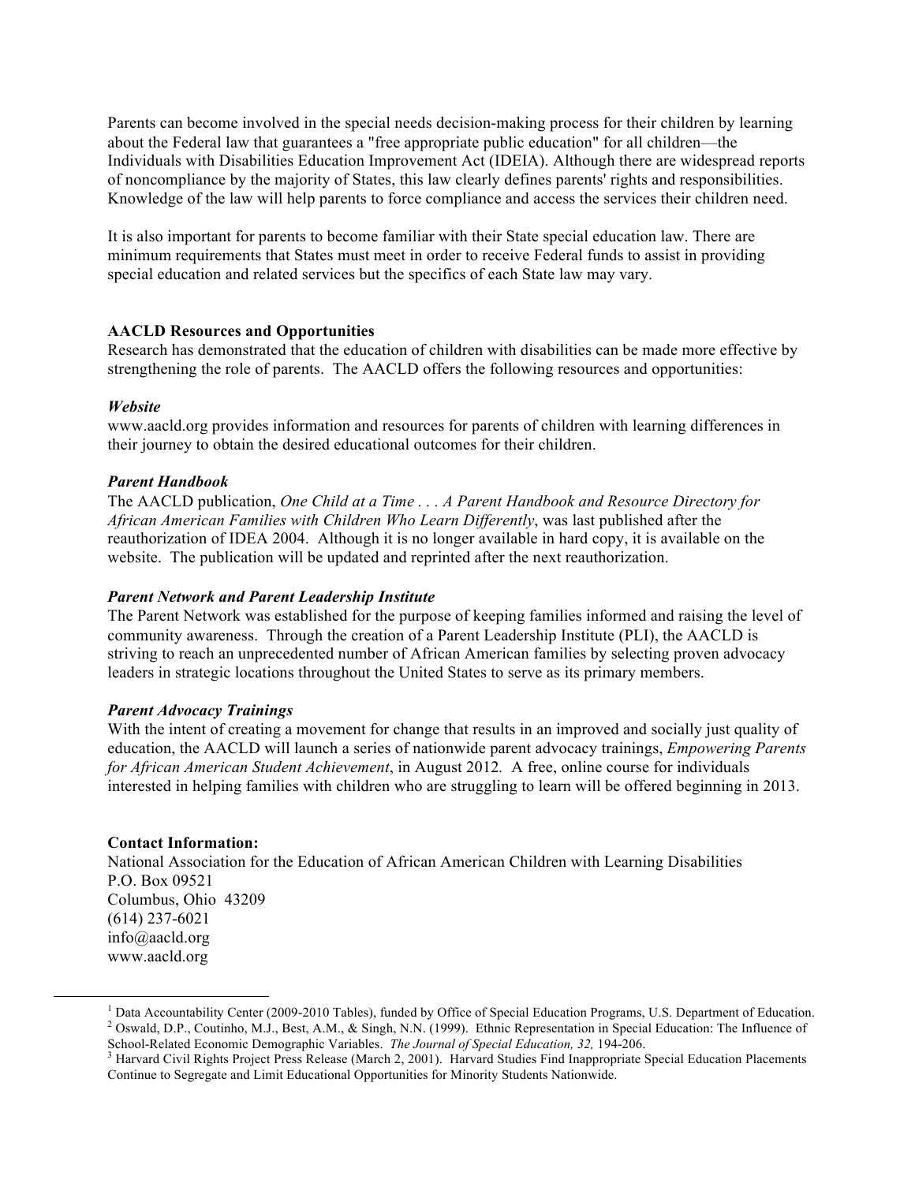Parents can become involved in the special needs decision-making process for their children by learning about the Federal law that guarantees a "free appropriate public education" for all children—the Individuals with Disabilities Education Improvement Act (IDEIA). Although there are widespread reports of noncompliance by the majority of States, this law clearly defines parents' rights and responsibilities. Knowledge of the law will help parents to force compliance and access the services their children need.

It is also important for parents to become familiar with their State special education law. There are minimum requirements that States must meet in order to receive Federal funds to assist in providing special education and related services but the specifics of each State law may vary.

**AACLD Resources and Opportunities**

Research has demonstrated that the education of children with disabilities can be made more effective by strengthening the role of parents. The AACLD offers the following resources and opportunities:

***Website***

www.aacld.org provides information and resources for parents of children with learning differences in their journey to obtain the desired educational outcomes for their children.

***Parent Handbook***

The AACLD publication, *One Child at a Time . . . A Parent Handbook and Resource Directory for African American Families with Children Who Learn Differently*, was last published after the reauthorization of IDEA 2004. Although it is no longer available in hard copy, it is available on the website. The publication will be updated and reprinted after the next reauthorization.

***Parent Network and Parent Leadership Institute***

The Parent Network was established for the purpose of keeping families informed and raising the level of community awareness. Through the creation of a Parent Leadership Institute (PLI), the AACLD is striving to reach an unprecedented number of African American families by selecting proven advocacy leaders in strategic locations throughout the United States to serve as its primary members.

***Parent Advocacy Trainings***

With the intent of creating a movement for change that results in an improved and socially just quality of education, the AACLD will launch a series of nationwide parent advocacy trainings, *Empowering Parents for African American Student Achievement*, in August 2012. A free, online course for individuals interested in helping families with children who are struggling to learn will be offered beginning in 2013.

**Contact Information:**

National Association for the Education of African American Children with Learning Disabilities
P.O. Box 09521
Columbus, Ohio 43209
(614) 237-6021
info@aacld.org
www.aacld.org

---

[1] Data Accountability Center (2009-2010 Tables), funded by Office of Special Education Programs, U.S. Department of Education.

[2] Oswald, D.P., Coutinho, M.J., Best, A.M., & Singh, N.N. (1999). Ethnic Representation in Special Education: The Influence of School-Related Economic Demographic Variables. *The Journal of Special Education, 32,* 194-206.

[3] Harvard Civil Rights Project Press Release (March 2, 2001). Harvard Studies Find Inappropriate Special Education Placements Continue to Segregate and Limit Educational Opportunities for Minority Students Nationwide.